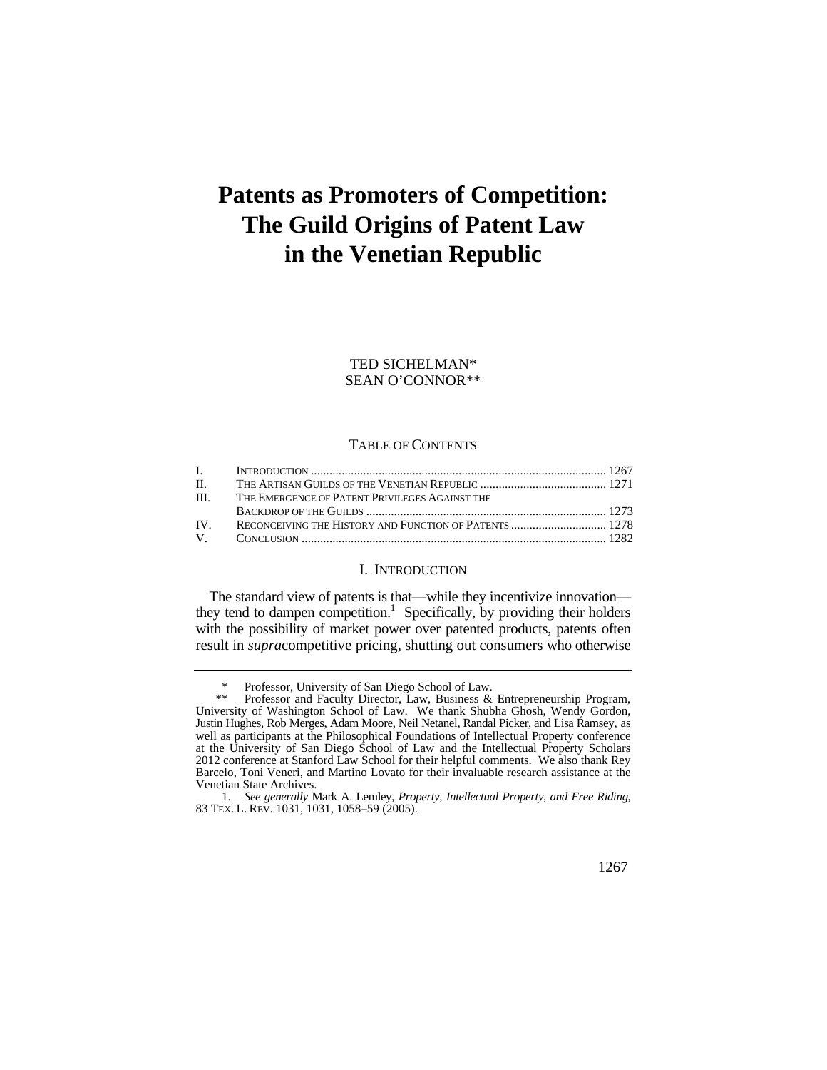# Patents as Promoters of Competition: The Guild Origins of Patent Law in the Venetian Republic

TED SICHELMAN*
SEAN O'CONNOR**

TABLE OF CONTENTS

| | | |
|---|---|---|
| I. | INTRODUCTION | 1267 |
| II. | THE ARTISAN GUILDS OF THE VENETIAN REPUBLIC | 1271 |
| III. | THE EMERGENCE OF PATENT PRIVILEGES AGAINST THE BACKDROP OF THE GUILDS | 1273 |
| IV. | RECONCEIVING THE HISTORY AND FUNCTION OF PATENTS | 1278 |
| V. | CONCLUSION | 1282 |

## I. INTRODUCTION

The standard view of patents is that—while they incentivize innovation—they tend to dampen competition.[1] Specifically, by providing their holders with the possibility of market power over patented products, patents often result in *supra*competitive pricing, shutting out consumers who otherwise

---

\* Professor, University of San Diego School of Law.

\** Professor and Faculty Director, Law, Business & Entrepreneurship Program, University of Washington School of Law. We thank Shubha Ghosh, Wendy Gordon, Justin Hughes, Rob Merges, Adam Moore, Neil Netanel, Randal Picker, and Lisa Ramsey, as well as participants at the Philosophical Foundations of Intellectual Property conference at the University of San Diego School of Law and the Intellectual Property Scholars 2012 conference at Stanford Law School for their helpful comments. We also thank Rey Barcelo, Toni Veneri, and Martino Lovato for their invaluable research assistance at the Venetian State Archives.

1. *See generally* Mark A. Lemley, *Property, Intellectual Property, and Free Riding*, 83 TEX. L. REV. 1031, 1031, 1058–59 (2005).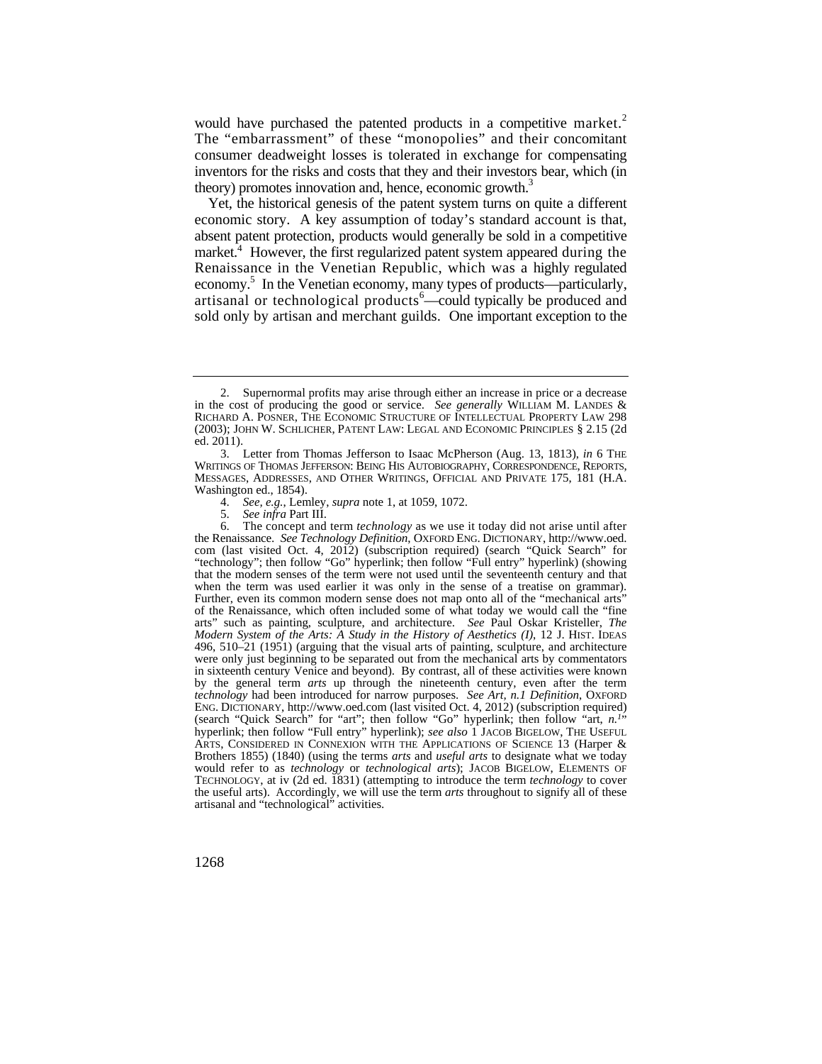would have purchased the patented products in a competitive market.[2] The "embarrassment" of these "monopolies" and their concomitant consumer deadweight losses is tolerated in exchange for compensating inventors for the risks and costs that they and their investors bear, which (in theory) promotes innovation and, hence, economic growth.[3]

Yet, the historical genesis of the patent system turns on quite a different economic story. A key assumption of today's standard account is that, absent patent protection, products would generally be sold in a competitive market.[4] However, the first regularized patent system appeared during the Renaissance in the Venetian Republic, which was a highly regulated economy.[5] In the Venetian economy, many types of products—particularly, artisanal or technological products[6]—could typically be produced and sold only by artisan and merchant guilds. One important exception to the

---

2. Supernormal profits may arise through either an increase in price or a decrease in the cost of producing the good or service. *See generally* WILLIAM M. LANDES & RICHARD A. POSNER, THE ECONOMIC STRUCTURE OF INTELLECTUAL PROPERTY LAW 298 (2003); JOHN W. SCHLICHER, PATENT LAW: LEGAL AND ECONOMIC PRINCIPLES § 2.15 (2d ed. 2011).

3. Letter from Thomas Jefferson to Isaac McPherson (Aug. 13, 1813), *in* 6 THE WRITINGS OF THOMAS JEFFERSON: BEING HIS AUTOBIOGRAPHY, CORRESPONDENCE, REPORTS, MESSAGES, ADDRESSES, AND OTHER WRITINGS, OFFICIAL AND PRIVATE 175, 181 (H.A. Washington ed., 1854).

4. *See, e.g.*, Lemley, *supra* note 1, at 1059, 1072.

5. *See infra* Part III.

6. The concept and term *technology* as we use it today did not arise until after the Renaissance. *See Technology Definition*, OXFORD ENG. DICTIONARY, http://www.oed.com (last visited Oct. 4, 2012) (subscription required) (search "Quick Search" for "technology"; then follow "Go" hyperlink; then follow "Full entry" hyperlink) (showing that the modern senses of the term were not used until the seventeenth century and that when the term was used earlier it was only in the sense of a treatise on grammar). Further, even its common modern sense does not map onto all of the "mechanical arts" of the Renaissance, which often included some of what today we would call the "fine arts" such as painting, sculpture, and architecture. *See* Paul Oskar Kristeller, *The Modern System of the Arts: A Study in the History of Aesthetics (I)*, 12 J. HIST. IDEAS 496, 510–21 (1951) (arguing that the visual arts of painting, sculpture, and architecture were only just beginning to be separated out from the mechanical arts by commentators in sixteenth century Venice and beyond). By contrast, all of these activities were known by the general term *arts* up through the nineteenth century, even after the term *technology* had been introduced for narrow purposes. *See Art, n.1 Definition*, OXFORD ENG. DICTIONARY, http://www.oed.com (last visited Oct. 4, 2012) (subscription required) (search "Quick Search" for "art"; then follow "Go" hyperlink; then follow "art, *n.1*" hyperlink; then follow "Full entry" hyperlink); *see also* 1 JACOB BIGELOW, THE USEFUL ARTS, CONSIDERED IN CONNEXION WITH THE APPLICATIONS OF SCIENCE 13 (Harper & Brothers 1855) (1840) (using the terms *arts* and *useful arts* to designate what we today would refer to as *technology* or *technological arts*); JACOB BIGELOW, ELEMENTS OF TECHNOLOGY, at iv (2d ed. 1831) (attempting to introduce the term *technology* to cover the useful arts). Accordingly, we will use the term *arts* throughout to signify all of these artisanal and "technological" activities.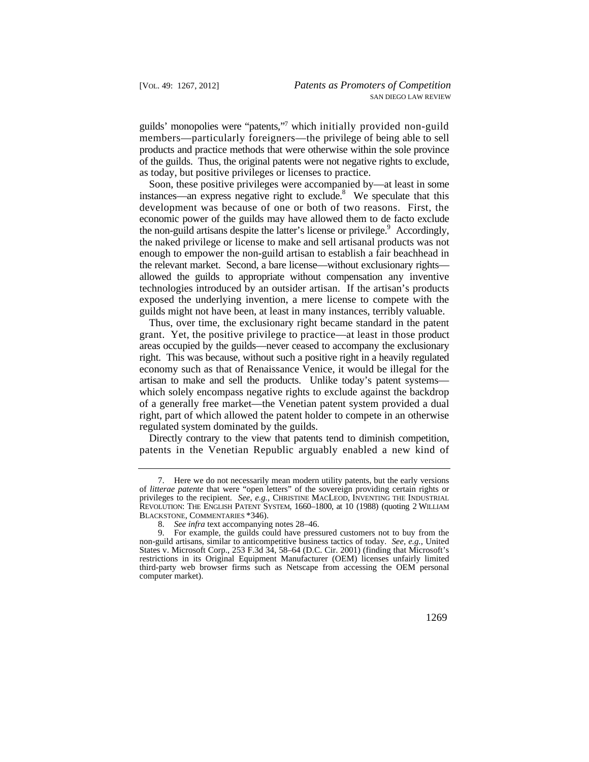guilds' monopolies were "patents,"[7] which initially provided non-guild members—particularly foreigners—the privilege of being able to sell products and practice methods that were otherwise within the sole province of the guilds. Thus, the original patents were not negative rights to exclude, as today, but positive privileges or licenses to practice.

Soon, these positive privileges were accompanied by—at least in some instances—an express negative right to exclude.[8] We speculate that this development was because of one or both of two reasons. First, the economic power of the guilds may have allowed them to de facto exclude the non-guild artisans despite the latter's license or privilege.[9] Accordingly, the naked privilege or license to make and sell artisanal products was not enough to empower the non-guild artisan to establish a fair beachhead in the relevant market. Second, a bare license—without exclusionary rights—allowed the guilds to appropriate without compensation any inventive technologies introduced by an outsider artisan. If the artisan's products exposed the underlying invention, a mere license to compete with the guilds might not have been, at least in many instances, terribly valuable.

Thus, over time, the exclusionary right became standard in the patent grant. Yet, the positive privilege to practice—at least in those product areas occupied by the guilds—never ceased to accompany the exclusionary right. This was because, without such a positive right in a heavily regulated economy such as that of Renaissance Venice, it would be illegal for the artisan to make and sell the products. Unlike today's patent systems—which solely encompass negative rights to exclude against the backdrop of a generally free market—the Venetian patent system provided a dual right, part of which allowed the patent holder to compete in an otherwise regulated system dominated by the guilds.

Directly contrary to the view that patents tend to diminish competition, patents in the Venetian Republic arguably enabled a new kind of

---

7. Here we do not necessarily mean modern utility patents, but the early versions of *litterae patente* that were "open letters" of the sovereign providing certain rights or privileges to the recipient. *See, e.g.*, CHRISTINE MACLEOD, INVENTING THE INDUSTRIAL REVOLUTION: THE ENGLISH PATENT SYSTEM, 1660–1800, at 10 (1988) (quoting 2 WILLIAM BLACKSTONE, COMMENTARIES *346).

8. *See infra* text accompanying notes 28–46.

9. For example, the guilds could have pressured customers not to buy from the non-guild artisans, similar to anticompetitive business tactics of today. *See, e.g.*, United States v. Microsoft Corp., 253 F.3d 34, 58–64 (D.C. Cir. 2001) (finding that Microsoft's restrictions in its Original Equipment Manufacturer (OEM) licenses unfairly limited third-party web browser firms such as Netscape from accessing the OEM personal computer market).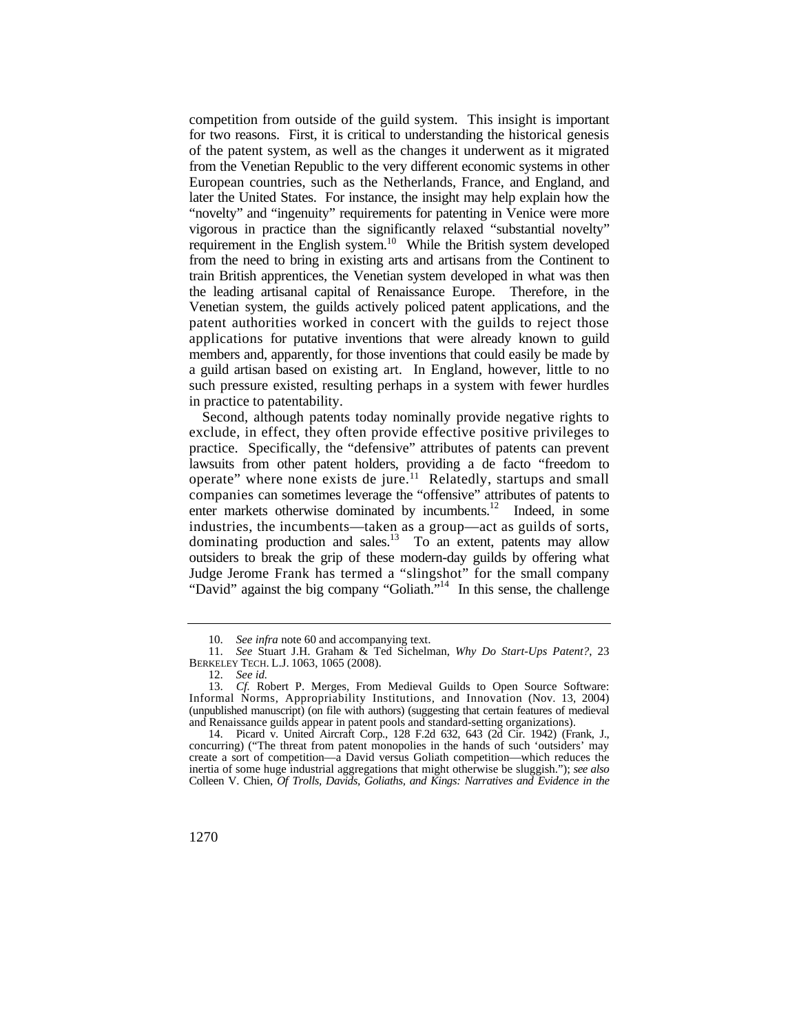competition from outside of the guild system. This insight is important for two reasons. First, it is critical to understanding the historical genesis of the patent system, as well as the changes it underwent as it migrated from the Venetian Republic to the very different economic systems in other European countries, such as the Netherlands, France, and England, and later the United States. For instance, the insight may help explain how the "novelty" and "ingenuity" requirements for patenting in Venice were more vigorous in practice than the significantly relaxed "substantial novelty" requirement in the English system.[10] While the British system developed from the need to bring in existing arts and artisans from the Continent to train British apprentices, the Venetian system developed in what was then the leading artisanal capital of Renaissance Europe. Therefore, in the Venetian system, the guilds actively policed patent applications, and the patent authorities worked in concert with the guilds to reject those applications for putative inventions that were already known to guild members and, apparently, for those inventions that could easily be made by a guild artisan based on existing art. In England, however, little to no such pressure existed, resulting perhaps in a system with fewer hurdles in practice to patentability.

Second, although patents today nominally provide negative rights to exclude, in effect, they often provide effective positive privileges to practice. Specifically, the "defensive" attributes of patents can prevent lawsuits from other patent holders, providing a de facto "freedom to operate" where none exists de jure.[11] Relatedly, startups and small companies can sometimes leverage the "offensive" attributes of patents to enter markets otherwise dominated by incumbents.[12] Indeed, in some industries, the incumbents—taken as a group—act as guilds of sorts, dominating production and sales.[13] To an extent, patents may allow outsiders to break the grip of these modern-day guilds by offering what Judge Jerome Frank has termed a "slingshot" for the small company "David" against the big company "Goliath."[14] In this sense, the challenge

---

10. *See infra* note 60 and accompanying text.

11. *See* Stuart J.H. Graham & Ted Sichelman, *Why Do Start-Ups Patent?*, 23 BERKELEY TECH. L.J. 1063, 1065 (2008).

12. *See id.*

13. *Cf.* Robert P. Merges, From Medieval Guilds to Open Source Software: Informal Norms, Appropriability Institutions, and Innovation (Nov. 13, 2004) (unpublished manuscript) (on file with authors) (suggesting that certain features of medieval and Renaissance guilds appear in patent pools and standard-setting organizations).

14. Picard v. United Aircraft Corp., 128 F.2d 632, 643 (2d Cir. 1942) (Frank, J., concurring) ("The threat from patent monopolies in the hands of such 'outsiders' may create a sort of competition—a David versus Goliath competition—which reduces the inertia of some huge industrial aggregations that might otherwise be sluggish."); *see also* Colleen V. Chien, *Of Trolls, Davids, Goliaths, and Kings: Narratives and Evidence in the*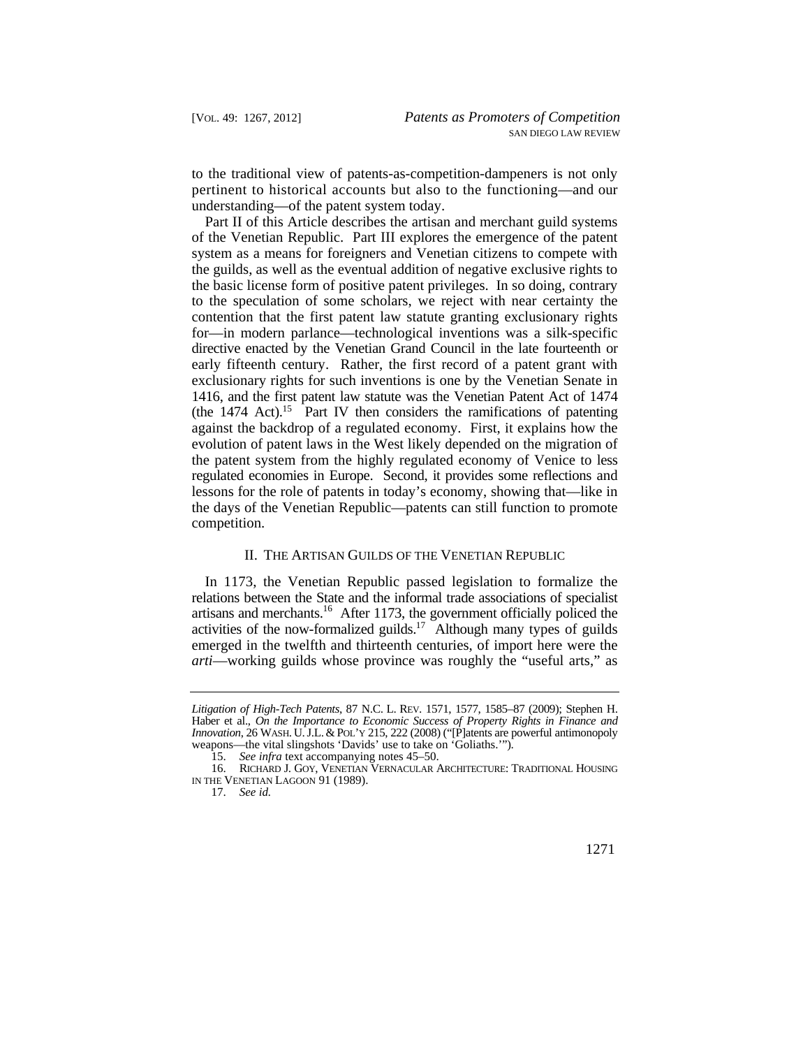to the traditional view of patents-as-competition-dampeners is not only pertinent to historical accounts but also to the functioning—and our understanding—of the patent system today.

Part II of this Article describes the artisan and merchant guild systems of the Venetian Republic. Part III explores the emergence of the patent system as a means for foreigners and Venetian citizens to compete with the guilds, as well as the eventual addition of negative exclusive rights to the basic license form of positive patent privileges. In so doing, contrary to the speculation of some scholars, we reject with near certainty the contention that the first patent law statute granting exclusionary rights for—in modern parlance—technological inventions was a silk-specific directive enacted by the Venetian Grand Council in the late fourteenth or early fifteenth century. Rather, the first record of a patent grant with exclusionary rights for such inventions is one by the Venetian Senate in 1416, and the first patent law statute was the Venetian Patent Act of 1474 (the 1474 Act).[15] Part IV then considers the ramifications of patenting against the backdrop of a regulated economy. First, it explains how the evolution of patent laws in the West likely depended on the migration of the patent system from the highly regulated economy of Venice to less regulated economies in Europe. Second, it provides some reflections and lessons for the role of patents in today's economy, showing that—like in the days of the Venetian Republic—patents can still function to promote competition.

## II. THE ARTISAN GUILDS OF THE VENETIAN REPUBLIC

In 1173, the Venetian Republic passed legislation to formalize the relations between the State and the informal trade associations of specialist artisans and merchants.[16] After 1173, the government officially policed the activities of the now-formalized guilds.[17] Although many types of guilds emerged in the twelfth and thirteenth centuries, of import here were the *arti*—working guilds whose province was roughly the "useful arts," as

---

*Litigation of High-Tech Patents*, 87 N.C. L. REV. 1571, 1577, 1585–87 (2009); Stephen H. Haber et al., *On the Importance to Economic Success of Property Rights in Finance and Innovation*, 26 WASH. U. J.L. & POL'Y 215, 222 (2008) ("[P]atents are powerful antimonopoly weapons—the vital slingshots 'Davids' use to take on 'Goliaths.'").

15. *See infra* text accompanying notes 45–50.

16. RICHARD J. GOY, VENETIAN VERNACULAR ARCHITECTURE: TRADITIONAL HOUSING IN THE VENETIAN LAGOON 91 (1989).

17. *See id.*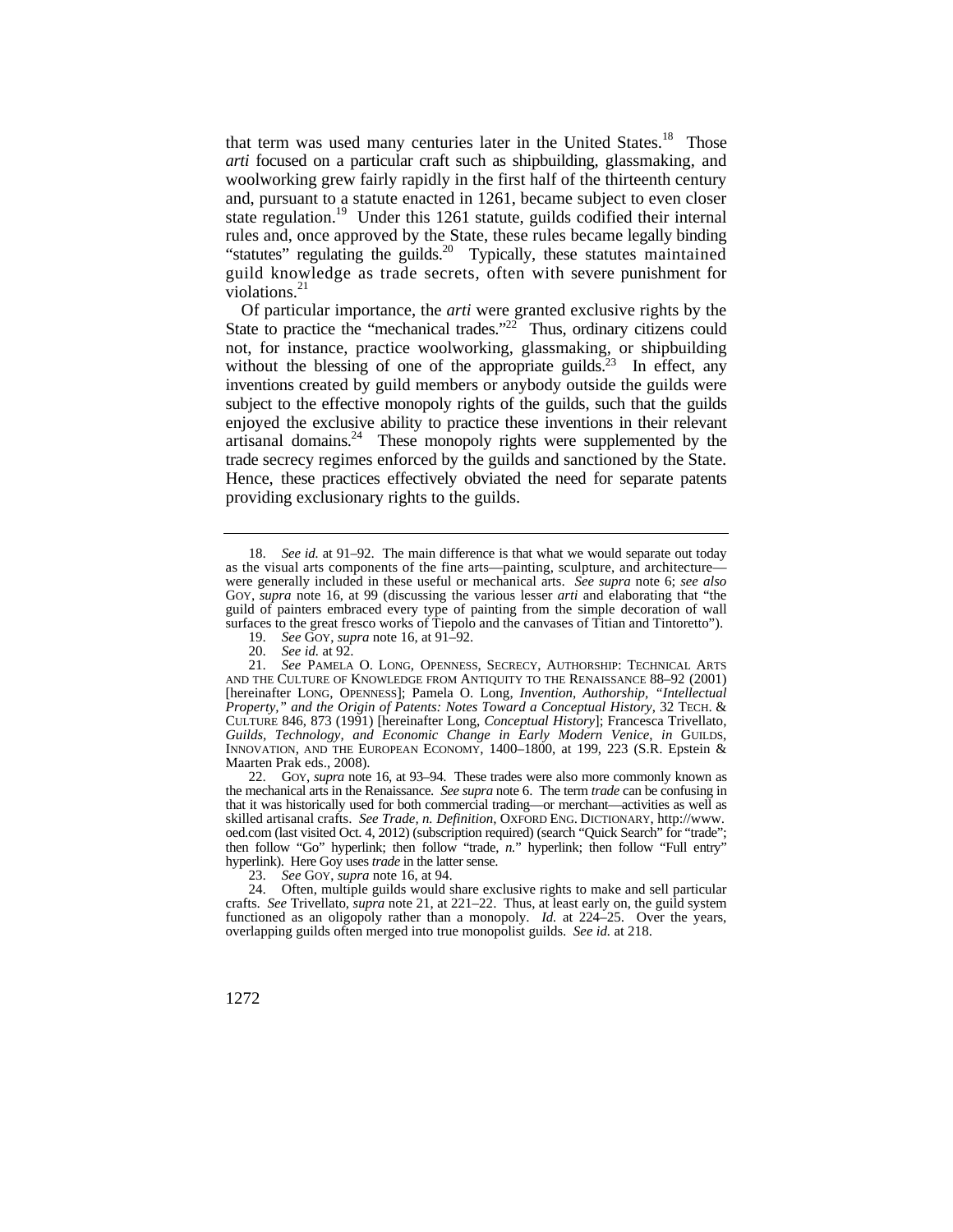that term was used many centuries later in the United States.[18] Those *arti* focused on a particular craft such as shipbuilding, glassmaking, and woolworking grew fairly rapidly in the first half of the thirteenth century and, pursuant to a statute enacted in 1261, became subject to even closer state regulation.[19] Under this 1261 statute, guilds codified their internal rules and, once approved by the State, these rules became legally binding "statutes" regulating the guilds.[20] Typically, these statutes maintained guild knowledge as trade secrets, often with severe punishment for violations.[21]

Of particular importance, the *arti* were granted exclusive rights by the State to practice the "mechanical trades."[22] Thus, ordinary citizens could not, for instance, practice woolworking, glassmaking, or shipbuilding without the blessing of one of the appropriate guilds.[23] In effect, any inventions created by guild members or anybody outside the guilds were subject to the effective monopoly rights of the guilds, such that the guilds enjoyed the exclusive ability to practice these inventions in their relevant artisanal domains.[24] These monopoly rights were supplemented by the trade secrecy regimes enforced by the guilds and sanctioned by the State. Hence, these practices effectively obviated the need for separate patents providing exclusionary rights to the guilds.

---

18. *See id.* at 91–92. The main difference is that what we would separate out today as the visual arts components of the fine arts—painting, sculpture, and architecture—were generally included in these useful or mechanical arts. *See supra* note 6; *see also* GOY, *supra* note 16, at 99 (discussing the various lesser *arti* and elaborating that "the guild of painters embraced every type of painting from the simple decoration of wall surfaces to the great fresco works of Tiepolo and the canvases of Titian and Tintoretto").

19. *See* GOY, *supra* note 16, at 91–92.

20. *See id.* at 92.

21. *See* PAMELA O. LONG, OPENNESS, SECRECY, AUTHORSHIP: TECHNICAL ARTS AND THE CULTURE OF KNOWLEDGE FROM ANTIQUITY TO THE RENAISSANCE 88–92 (2001) [hereinafter LONG, OPENNESS]; Pamela O. Long, *Invention, Authorship, "Intellectual Property," and the Origin of Patents: Notes Toward a Conceptual History*, 32 TECH. & CULTURE 846, 873 (1991) [hereinafter Long, *Conceptual History*]; Francesca Trivellato, *Guilds, Technology, and Economic Change in Early Modern Venice*, *in* GUILDS, INNOVATION, AND THE EUROPEAN ECONOMY, 1400–1800, at 199, 223 (S.R. Epstein & Maarten Prak eds., 2008).

22. GOY, *supra* note 16, at 93–94. These trades were also more commonly known as the mechanical arts in the Renaissance. *See supra* note 6. The term *trade* can be confusing in that it was historically used for both commercial trading—or merchant—activities as well as skilled artisanal crafts. *See Trade, n. Definition*, OXFORD ENG. DICTIONARY, http://www.oed.com (last visited Oct. 4, 2012) (subscription required) (search "Quick Search" for "trade"; then follow "Go" hyperlink; then follow "trade, *n.*" hyperlink; then follow "Full entry" hyperlink). Here Goy uses *trade* in the latter sense.

23. *See* GOY, *supra* note 16, at 94.

24. Often, multiple guilds would share exclusive rights to make and sell particular crafts. *See* Trivellato, *supra* note 21, at 221–22. Thus, at least early on, the guild system functioned as an oligopoly rather than a monopoly. *Id.* at 224–25. Over the years, overlapping guilds often merged into true monopolist guilds. *See id.* at 218.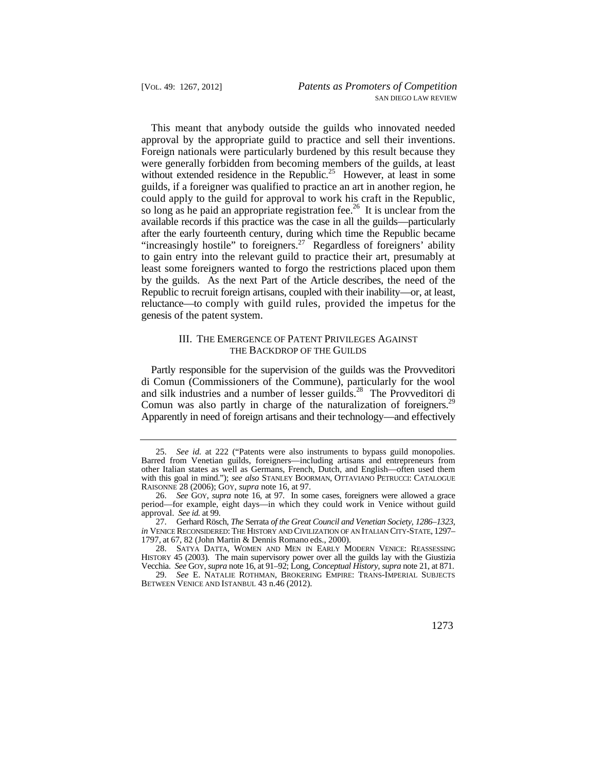This meant that anybody outside the guilds who innovated needed approval by the appropriate guild to practice and sell their inventions. Foreign nationals were particularly burdened by this result because they were generally forbidden from becoming members of the guilds, at least without extended residence in the Republic.[25] However, at least in some guilds, if a foreigner was qualified to practice an art in another region, he could apply to the guild for approval to work his craft in the Republic, so long as he paid an appropriate registration fee.[26] It is unclear from the available records if this practice was the case in all the guilds—particularly after the early fourteenth century, during which time the Republic became "increasingly hostile" to foreigners.[27] Regardless of foreigners' ability to gain entry into the relevant guild to practice their art, presumably at least some foreigners wanted to forgo the restrictions placed upon them by the guilds. As the next Part of the Article describes, the need of the Republic to recruit foreign artisans, coupled with their inability—or, at least, reluctance—to comply with guild rules, provided the impetus for the genesis of the patent system.

## III. The Emergence of Patent Privileges Against the Backdrop of the Guilds

Partly responsible for the supervision of the guilds was the Provveditori di Comun (Commissioners of the Commune), particularly for the wool and silk industries and a number of lesser guilds.[28] The Provveditori di Comun was also partly in charge of the naturalization of foreigners.[29] Apparently in need of foreign artisans and their technology—and effectively

---

25. *See id.* at 222 ("Patents were also instruments to bypass guild monopolies. Barred from Venetian guilds, foreigners—including artisans and entrepreneurs from other Italian states as well as Germans, French, Dutch, and English—often used them with this goal in mind."); *see also* STANLEY BOORMAN, OTTAVIANO PETRUCCI: CATALOGUE RAISONNE 28 (2006); GOY, *supra* note 16, at 97.

26. *See* GOY, *supra* note 16, at 97. In some cases, foreigners were allowed a grace period—for example, eight days—in which they could work in Venice without guild approval. *See id.* at 99.

27. Gerhard Rösch, *The* Serrata *of the Great Council and Venetian Society, 1286–1323*, *in* VENICE RECONSIDERED: THE HISTORY AND CIVILIZATION OF AN ITALIAN CITY-STATE, 1297–1797, at 67, 82 (John Martin & Dennis Romano eds., 2000).

28. SATYA DATTA, WOMEN AND MEN IN EARLY MODERN VENICE: REASSESSING HISTORY 45 (2003). The main supervisory power over all the guilds lay with the Giustizia Vecchia. *See* GOY, *supra* note 16, at 91–92; Long, *Conceptual History*, *supra* note 21, at 871.

29. *See* E. NATALIE ROTHMAN, BROKERING EMPIRE: TRANS-IMPERIAL SUBJECTS BETWEEN VENICE AND ISTANBUL 43 n.46 (2012).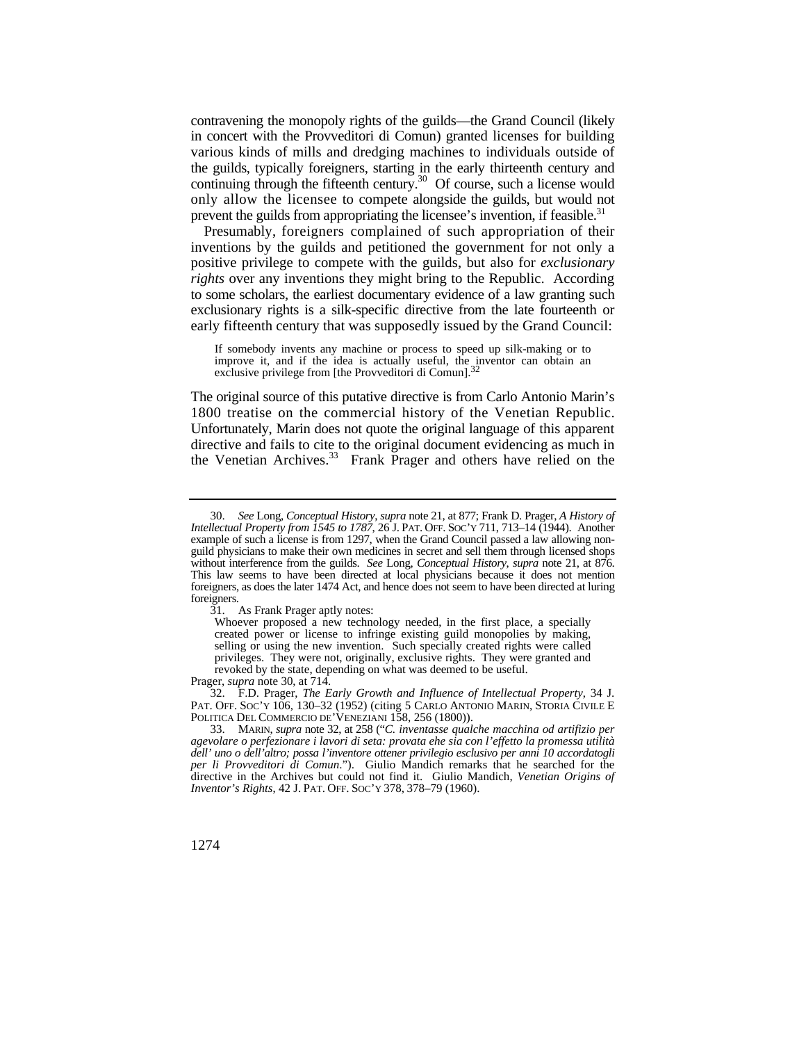contravening the monopoly rights of the guilds—the Grand Council (likely in concert with the Provveditori di Comun) granted licenses for building various kinds of mills and dredging machines to individuals outside of the guilds, typically foreigners, starting in the early thirteenth century and continuing through the fifteenth century.[30] Of course, such a license would only allow the licensee to compete alongside the guilds, but would not prevent the guilds from appropriating the licensee's invention, if feasible.[31]

Presumably, foreigners complained of such appropriation of their inventions by the guilds and petitioned the government for not only a positive privilege to compete with the guilds, but also for *exclusionary rights* over any inventions they might bring to the Republic. According to some scholars, the earliest documentary evidence of a law granting such exclusionary rights is a silk-specific directive from the late fourteenth or early fifteenth century that was supposedly issued by the Grand Council:

> If somebody invents any machine or process to speed up silk-making or to improve it, and if the idea is actually useful, the inventor can obtain an exclusive privilege from [the Provveditori di Comun].[32]

The original source of this putative directive is from Carlo Antonio Marin's 1800 treatise on the commercial history of the Venetian Republic. Unfortunately, Marin does not quote the original language of this apparent directive and fails to cite to the original document evidencing as much in the Venetian Archives.[33] Frank Prager and others have relied on the

---

30. *See* Long, *Conceptual History*, *supra* note 21, at 877; Frank D. Prager, *A History of Intellectual Property from 1545 to 1787*, 26 J. PAT. OFF. SOC'Y 711, 713–14 (1944). Another example of such a license is from 1297, when the Grand Council passed a law allowing non-guild physicians to make their own medicines in secret and sell them through licensed shops without interference from the guilds. *See* Long, *Conceptual History*, *supra* note 21, at 876. This law seems to have been directed at local physicians because it does not mention foreigners, as does the later 1474 Act, and hence does not seem to have been directed at luring foreigners.

31. As Frank Prager aptly notes:

> Whoever proposed a new technology needed, in the first place, a specially created power or license to infringe existing guild monopolies by making, selling or using the new invention. Such specially created rights were called privileges. They were not, originally, exclusive rights. They were granted and revoked by the state, depending on what was deemed to be useful.

Prager, *supra* note 30, at 714.

32. F.D. Prager, *The Early Growth and Influence of Intellectual Property*, 34 J. PAT. OFF. SOC'Y 106, 130–32 (1952) (citing 5 CARLO ANTONIO MARIN, STORIA CIVILE E POLITICA DEL COMMERCIO DE'VENEZIANI 158, 256 (1800)).

33. MARIN, *supra* note 32, at 258 ("*C. inventasse qualche macchina od artifizio per agevolare o perfezionare i lavori di seta: provata ehe sia con l'effetto la promessa utilità dell' uno o dell'altro; possa l'inventore ottener privilegio esclusivo per anni 10 accordatogli per li Provveditori di Comun*."). Giulio Mandich remarks that he searched for the directive in the Archives but could not find it. Giulio Mandich, *Venetian Origins of Inventor's Rights*, 42 J. PAT. OFF. SOC'Y 378, 378–79 (1960).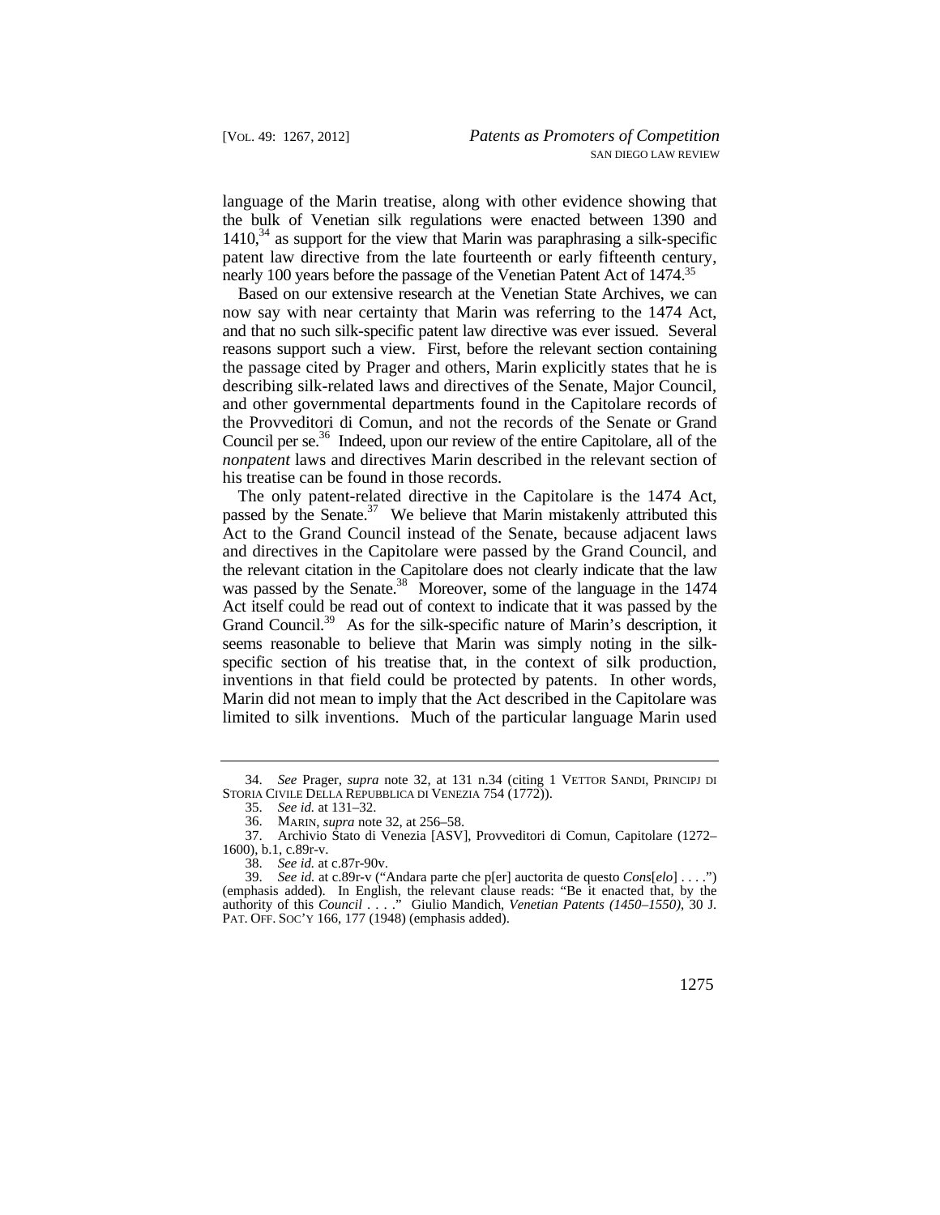language of the Marin treatise, along with other evidence showing that the bulk of Venetian silk regulations were enacted between 1390 and 1410,[34] as support for the view that Marin was paraphrasing a silk-specific patent law directive from the late fourteenth or early fifteenth century, nearly 100 years before the passage of the Venetian Patent Act of 1474.[35]

Based on our extensive research at the Venetian State Archives, we can now say with near certainty that Marin was referring to the 1474 Act, and that no such silk-specific patent law directive was ever issued. Several reasons support such a view. First, before the relevant section containing the passage cited by Prager and others, Marin explicitly states that he is describing silk-related laws and directives of the Senate, Major Council, and other governmental departments found in the Capitolare records of the Provveditori di Comun, and not the records of the Senate or Grand Council per se.[36] Indeed, upon our review of the entire Capitolare, all of the *nonpatent* laws and directives Marin described in the relevant section of his treatise can be found in those records.

The only patent-related directive in the Capitolare is the 1474 Act, passed by the Senate.[37] We believe that Marin mistakenly attributed this Act to the Grand Council instead of the Senate, because adjacent laws and directives in the Capitolare were passed by the Grand Council, and the relevant citation in the Capitolare does not clearly indicate that the law was passed by the Senate.[38] Moreover, some of the language in the 1474 Act itself could be read out of context to indicate that it was passed by the Grand Council.[39] As for the silk-specific nature of Marin's description, it seems reasonable to believe that Marin was simply noting in the silk-specific section of his treatise that, in the context of silk production, inventions in that field could be protected by patents. In other words, Marin did not mean to imply that the Act described in the Capitolare was limited to silk inventions. Much of the particular language Marin used

---

34. *See* Prager, *supra* note 32, at 131 n.34 (citing 1 VETTOR SANDI, PRINCIPJ DI STORIA CIVILE DELLA REPUBBLICA DI VENEZIA 754 (1772)).

35. *See id.* at 131–32.

36. MARIN, *supra* note 32, at 256–58.

37. Archivio Stato di Venezia [ASV], Provveditori di Comun, Capitolare (1272–1600), b.1, c.89r-v.

38. *See id.* at c.87r-90v.

39. *See id.* at c.89r-v ("Andara parte che p[er] auctorita de questo *Cons*[*elo*] . . . .") (emphasis added). In English, the relevant clause reads: "Be it enacted that, by the authority of this *Council* . . . ." Giulio Mandich, *Venetian Patents (1450–1550)*, 30 J. PAT. OFF. SOC'Y 166, 177 (1948) (emphasis added).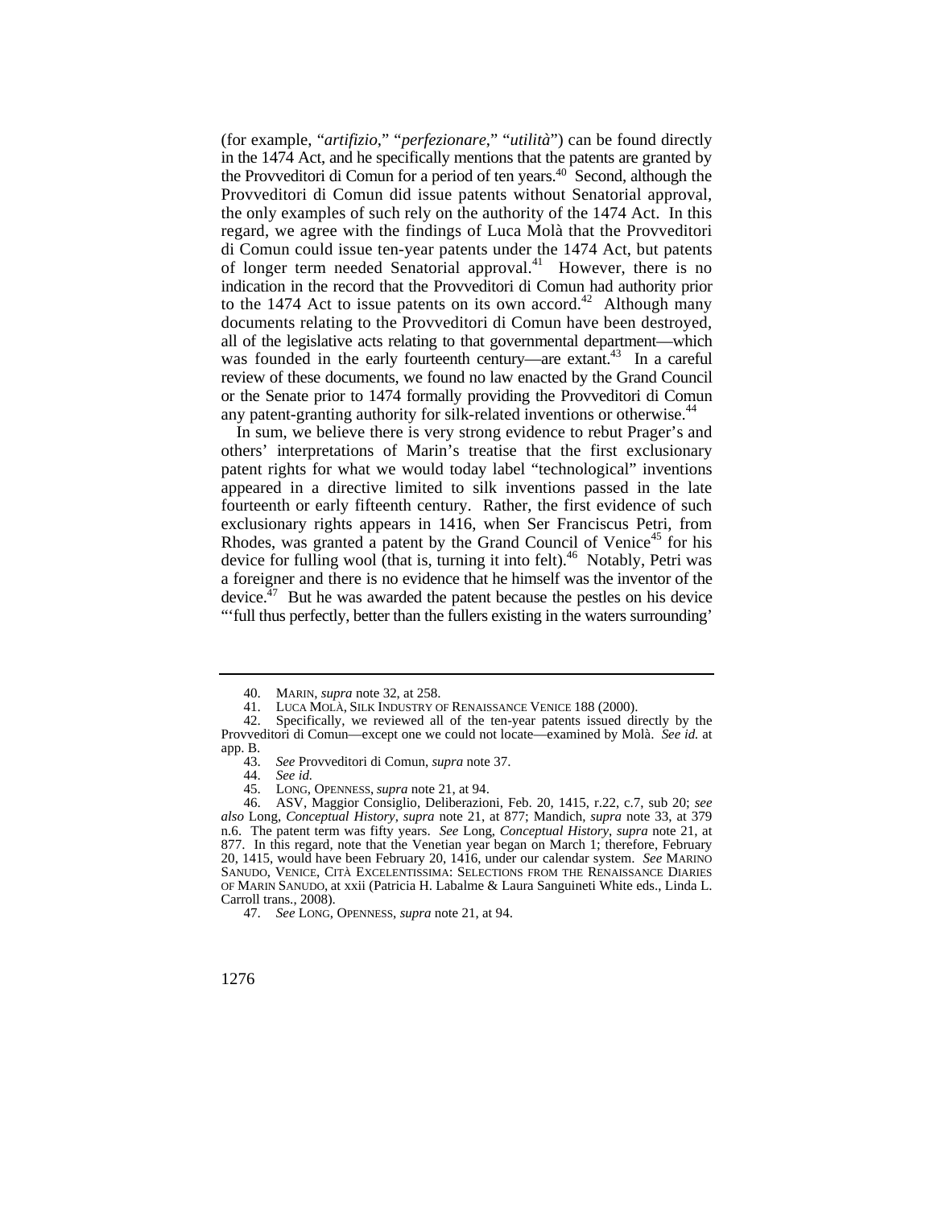(for example, "*artifizio*," "*perfezionare*," "*utilità*") can be found directly in the 1474 Act, and he specifically mentions that the patents are granted by the Provveditori di Comun for a period of ten years.[40] Second, although the Provveditori di Comun did issue patents without Senatorial approval, the only examples of such rely on the authority of the 1474 Act. In this regard, we agree with the findings of Luca Molà that the Provveditori di Comun could issue ten-year patents under the 1474 Act, but patents of longer term needed Senatorial approval.[41] However, there is no indication in the record that the Provveditori di Comun had authority prior to the 1474 Act to issue patents on its own accord.[42] Although many documents relating to the Provveditori di Comun have been destroyed, all of the legislative acts relating to that governmental department—which was founded in the early fourteenth century—are extant.[43] In a careful review of these documents, we found no law enacted by the Grand Council or the Senate prior to 1474 formally providing the Provveditori di Comun any patent-granting authority for silk-related inventions or otherwise.[44]

In sum, we believe there is very strong evidence to rebut Prager's and others' interpretations of Marin's treatise that the first exclusionary patent rights for what we would today label "technological" inventions appeared in a directive limited to silk inventions passed in the late fourteenth or early fifteenth century. Rather, the first evidence of such exclusionary rights appears in 1416, when Ser Franciscus Petri, from Rhodes, was granted a patent by the Grand Council of Venice[45] for his device for fulling wool (that is, turning it into felt).[46] Notably, Petri was a foreigner and there is no evidence that he himself was the inventor of the device.[47] But he was awarded the patent because the pestles on his device "'full thus perfectly, better than the fullers existing in the waters surrounding'

---

40. MARIN, *supra* note 32, at 258.

41. LUCA MOLÀ, SILK INDUSTRY OF RENAISSANCE VENICE 188 (2000).

42. Specifically, we reviewed all of the ten-year patents issued directly by the Provveditori di Comun—except one we could not locate—examined by Molà. *See id.* at app. B.

43. *See* Provveditori di Comun, *supra* note 37.

44. *See id.*

45. LONG, OPENNESS, *supra* note 21, at 94.

46. ASV, Maggior Consiglio, Deliberazioni, Feb. 20, 1415, r.22, c.7, sub 20; *see also* Long, *Conceptual History*, *supra* note 21, at 877; Mandich, *supra* note 33, at 379 n.6. The patent term was fifty years. *See* Long, *Conceptual History*, *supra* note 21, at 877. In this regard, note that the Venetian year began on March 1; therefore, February 20, 1415, would have been February 20, 1416, under our calendar system. *See* MARINO SANUDO, VENICE, CITÀ EXCELENTISSIMA: SELECTIONS FROM THE RENAISSANCE DIARIES OF MARIN SANUDO, at xxii (Patricia H. Labalme & Laura Sanguineti White eds., Linda L. Carroll trans., 2008).

47. *See* LONG, OPENNESS, *supra* note 21, at 94.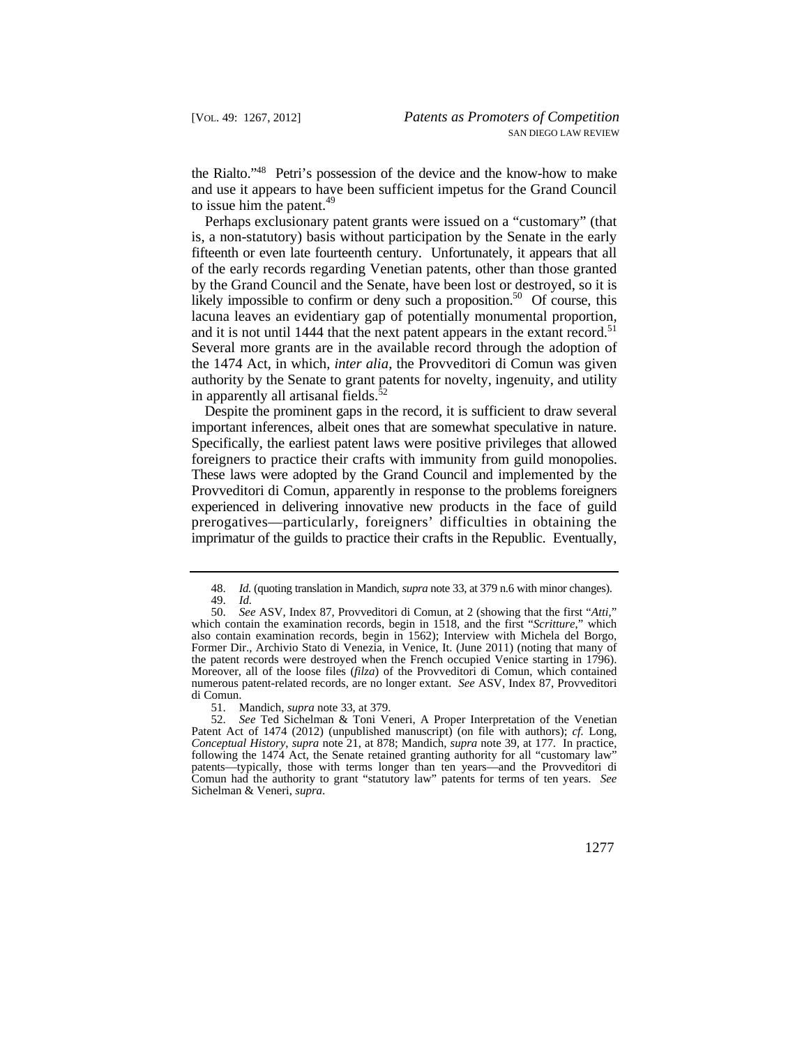the Rialto."[48] Petri's possession of the device and the know-how to make and use it appears to have been sufficient impetus for the Grand Council to issue him the patent.[49]

Perhaps exclusionary patent grants were issued on a "customary" (that is, a non-statutory) basis without participation by the Senate in the early fifteenth or even late fourteenth century. Unfortunately, it appears that all of the early records regarding Venetian patents, other than those granted by the Grand Council and the Senate, have been lost or destroyed, so it is likely impossible to confirm or deny such a proposition.[50] Of course, this lacuna leaves an evidentiary gap of potentially monumental proportion, and it is not until 1444 that the next patent appears in the extant record.[51] Several more grants are in the available record through the adoption of the 1474 Act, in which, *inter alia*, the Provveditori di Comun was given authority by the Senate to grant patents for novelty, ingenuity, and utility in apparently all artisanal fields.[52]

Despite the prominent gaps in the record, it is sufficient to draw several important inferences, albeit ones that are somewhat speculative in nature. Specifically, the earliest patent laws were positive privileges that allowed foreigners to practice their crafts with immunity from guild monopolies. These laws were adopted by the Grand Council and implemented by the Provveditori di Comun, apparently in response to the problems foreigners experienced in delivering innovative new products in the face of guild prerogatives—particularly, foreigners' difficulties in obtaining the imprimatur of the guilds to practice their crafts in the Republic. Eventually,

---

48. *Id.* (quoting translation in Mandich, *supra* note 33, at 379 n.6 with minor changes).

49. *Id.*

50. *See* ASV, Index 87, Provveditori di Comun, at 2 (showing that the first "*Atti*," which contain the examination records, begin in 1518, and the first "*Scritture*," which also contain examination records, begin in 1562); Interview with Michela del Borgo, Former Dir., Archivio Stato di Venezia, in Venice, It. (June 2011) (noting that many of the patent records were destroyed when the French occupied Venice starting in 1796). Moreover, all of the loose files (*filza*) of the Provveditori di Comun, which contained numerous patent-related records, are no longer extant. *See* ASV, Index 87, Provveditori di Comun.

51. Mandich, *supra* note 33, at 379.

52. *See* Ted Sichelman & Toni Veneri, A Proper Interpretation of the Venetian Patent Act of 1474 (2012) (unpublished manuscript) (on file with authors); *cf.* Long, *Conceptual History*, *supra* note 21, at 878; Mandich, *supra* note 39, at 177. In practice, following the 1474 Act, the Senate retained granting authority for all "customary law" patents—typically, those with terms longer than ten years—and the Provveditori di Comun had the authority to grant "statutory law" patents for terms of ten years. *See* Sichelman & Veneri, *supra*.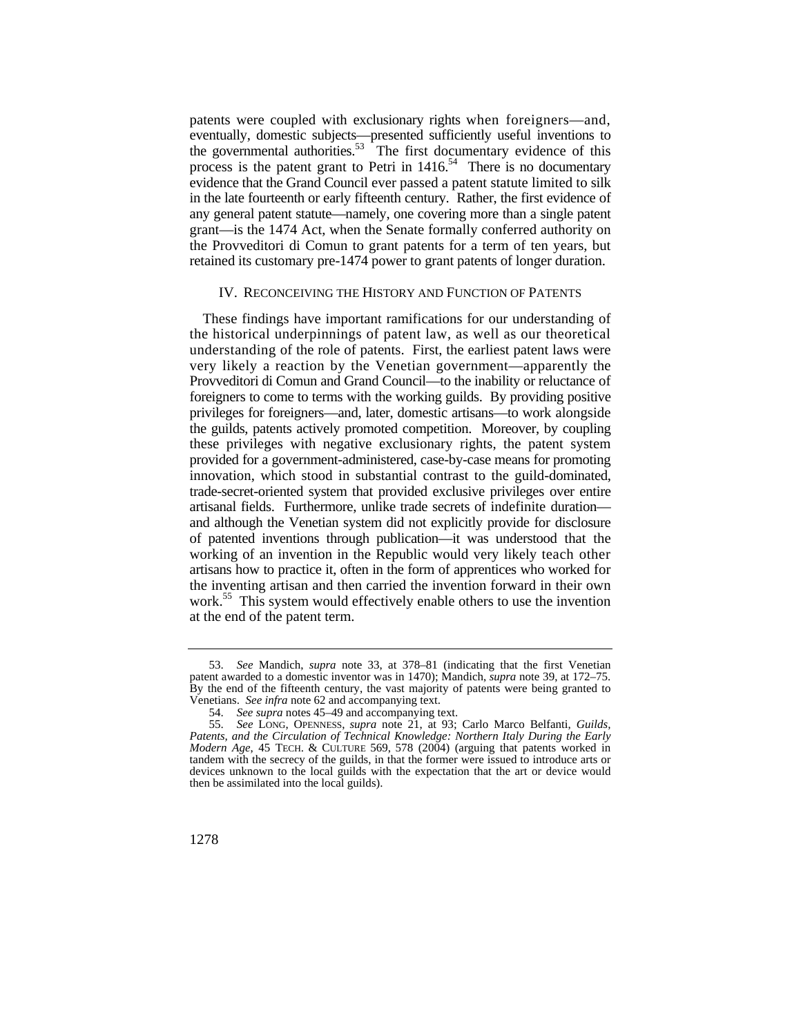patents were coupled with exclusionary rights when foreigners—and, eventually, domestic subjects—presented sufficiently useful inventions to the governmental authorities.[53] The first documentary evidence of this process is the patent grant to Petri in 1416.[54] There is no documentary evidence that the Grand Council ever passed a patent statute limited to silk in the late fourteenth or early fifteenth century. Rather, the first evidence of any general patent statute—namely, one covering more than a single patent grant—is the 1474 Act, when the Senate formally conferred authority on the Provveditori di Comun to grant patents for a term of ten years, but retained its customary pre-1474 power to grant patents of longer duration.

## IV. RECONCEIVING THE HISTORY AND FUNCTION OF PATENTS

These findings have important ramifications for our understanding of the historical underpinnings of patent law, as well as our theoretical understanding of the role of patents. First, the earliest patent laws were very likely a reaction by the Venetian government—apparently the Provveditori di Comun and Grand Council—to the inability or reluctance of foreigners to come to terms with the working guilds. By providing positive privileges for foreigners—and, later, domestic artisans—to work alongside the guilds, patents actively promoted competition. Moreover, by coupling these privileges with negative exclusionary rights, the patent system provided for a government-administered, case-by-case means for promoting innovation, which stood in substantial contrast to the guild-dominated, trade-secret-oriented system that provided exclusive privileges over entire artisanal fields. Furthermore, unlike trade secrets of indefinite duration—and although the Venetian system did not explicitly provide for disclosure of patented inventions through publication—it was understood that the working of an invention in the Republic would very likely teach other artisans how to practice it, often in the form of apprentices who worked for the inventing artisan and then carried the invention forward in their own work.[55] This system would effectively enable others to use the invention at the end of the patent term.

---

53. *See* Mandich, *supra* note 33, at 378–81 (indicating that the first Venetian patent awarded to a domestic inventor was in 1470); Mandich, *supra* note 39, at 172–75. By the end of the fifteenth century, the vast majority of patents were being granted to Venetians. *See infra* note 62 and accompanying text.

54. *See supra* notes 45–49 and accompanying text.

55. *See* LONG, OPENNESS, *supra* note 21, at 93; Carlo Marco Belfanti, *Guilds, Patents, and the Circulation of Technical Knowledge: Northern Italy During the Early Modern Age*, 45 TECH. & CULTURE 569, 578 (2004) (arguing that patents worked in tandem with the secrecy of the guilds, in that the former were issued to introduce arts or devices unknown to the local guilds with the expectation that the art or device would then be assimilated into the local guilds).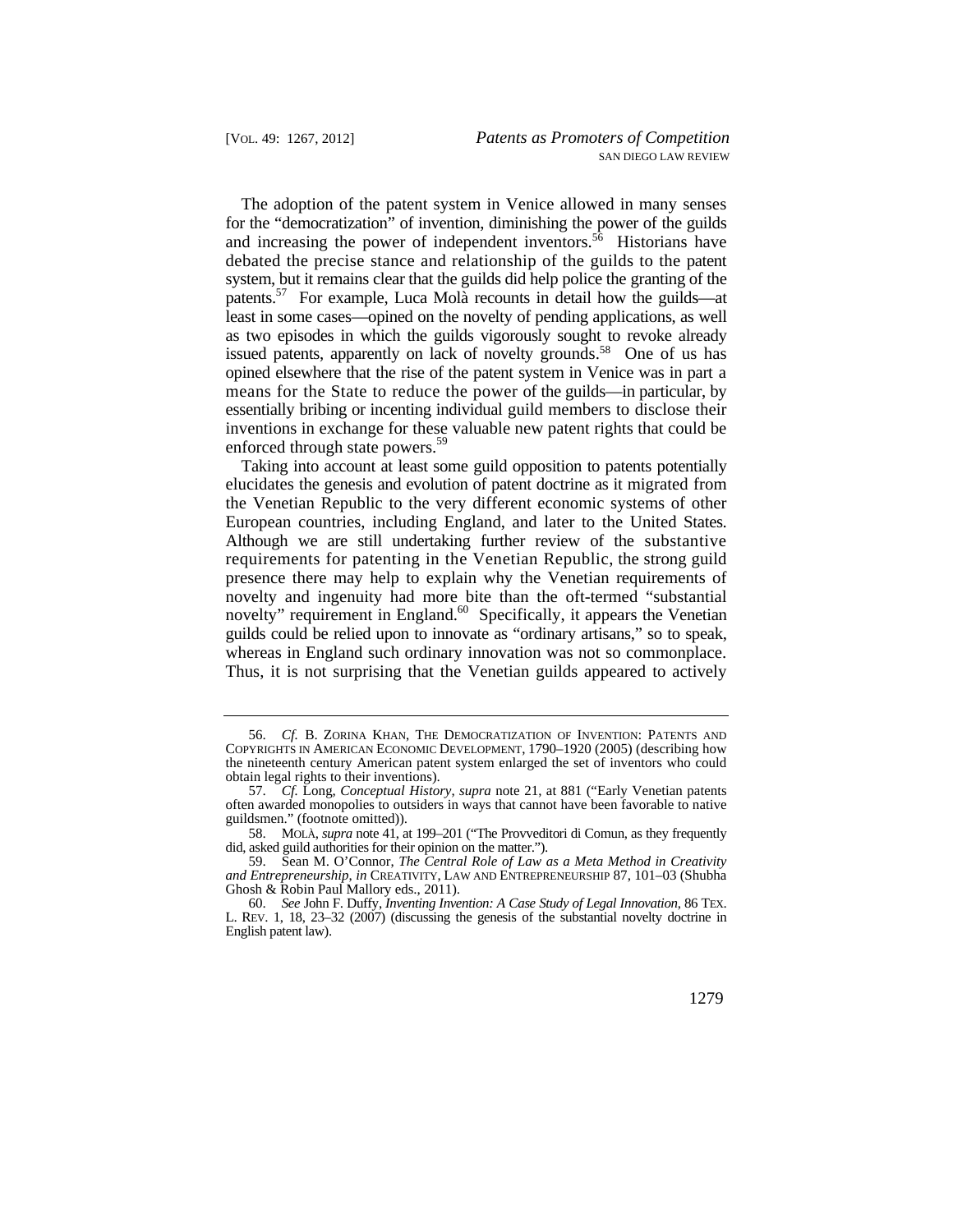The adoption of the patent system in Venice allowed in many senses for the "democratization" of invention, diminishing the power of the guilds and increasing the power of independent inventors.[56] Historians have debated the precise stance and relationship of the guilds to the patent system, but it remains clear that the guilds did help police the granting of the patents.[57] For example, Luca Molà recounts in detail how the guilds—at least in some cases—opined on the novelty of pending applications, as well as two episodes in which the guilds vigorously sought to revoke already issued patents, apparently on lack of novelty grounds.[58] One of us has opined elsewhere that the rise of the patent system in Venice was in part a means for the State to reduce the power of the guilds—in particular, by essentially bribing or incenting individual guild members to disclose their inventions in exchange for these valuable new patent rights that could be enforced through state powers.[59]

Taking into account at least some guild opposition to patents potentially elucidates the genesis and evolution of patent doctrine as it migrated from the Venetian Republic to the very different economic systems of other European countries, including England, and later to the United States. Although we are still undertaking further review of the substantive requirements for patenting in the Venetian Republic, the strong guild presence there may help to explain why the Venetian requirements of novelty and ingenuity had more bite than the oft-termed "substantial novelty" requirement in England.[60] Specifically, it appears the Venetian guilds could be relied upon to innovate as "ordinary artisans," so to speak, whereas in England such ordinary innovation was not so commonplace. Thus, it is not surprising that the Venetian guilds appeared to actively

---

56. *Cf.* B. ZORINA KHAN, THE DEMOCRATIZATION OF INVENTION: PATENTS AND COPYRIGHTS IN AMERICAN ECONOMIC DEVELOPMENT, 1790–1920 (2005) (describing how the nineteenth century American patent system enlarged the set of inventors who could obtain legal rights to their inventions).

57. *Cf.* Long, *Conceptual History*, *supra* note 21, at 881 ("Early Venetian patents often awarded monopolies to outsiders in ways that cannot have been favorable to native guildsmen." (footnote omitted)).

58. MOLÀ, *supra* note 41, at 199–201 ("The Provveditori di Comun, as they frequently did, asked guild authorities for their opinion on the matter.").

59. Sean M. O'Connor, *The Central Role of Law as a Meta Method in Creativity and Entrepreneurship*, *in* CREATIVITY, LAW AND ENTREPRENEURSHIP 87, 101–03 (Shubha Ghosh & Robin Paul Mallory eds., 2011).

60. *See* John F. Duffy, *Inventing Invention: A Case Study of Legal Innovation*, 86 TEX. L. REV. 1, 18, 23–32 (2007) (discussing the genesis of the substantial novelty doctrine in English patent law).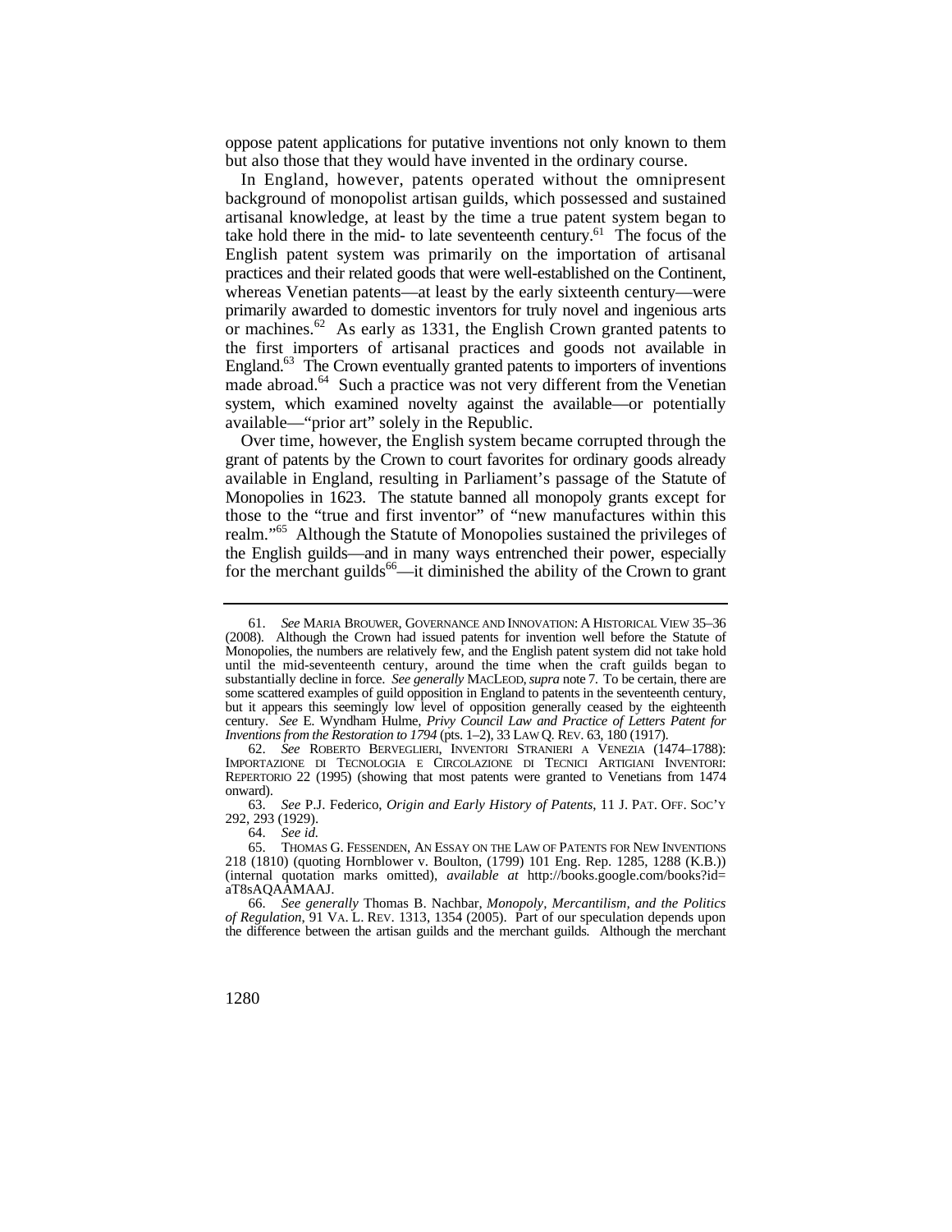oppose patent applications for putative inventions not only known to them but also those that they would have invented in the ordinary course.

In England, however, patents operated without the omnipresent background of monopolist artisan guilds, which possessed and sustained artisanal knowledge, at least by the time a true patent system began to take hold there in the mid- to late seventeenth century.[61] The focus of the English patent system was primarily on the importation of artisanal practices and their related goods that were well-established on the Continent, whereas Venetian patents—at least by the early sixteenth century—were primarily awarded to domestic inventors for truly novel and ingenious arts or machines.[62] As early as 1331, the English Crown granted patents to the first importers of artisanal practices and goods not available in England.[63] The Crown eventually granted patents to importers of inventions made abroad.[64] Such a practice was not very different from the Venetian system, which examined novelty against the available—or potentially available—"prior art" solely in the Republic.

Over time, however, the English system became corrupted through the grant of patents by the Crown to court favorites for ordinary goods already available in England, resulting in Parliament's passage of the Statute of Monopolies in 1623. The statute banned all monopoly grants except for those to the "true and first inventor" of "new manufactures within this realm."[65] Although the Statute of Monopolies sustained the privileges of the English guilds—and in many ways entrenched their power, especially for the merchant guilds[66]—it diminished the ability of the Crown to grant

---

61. *See* MARIA BROUWER, GOVERNANCE AND INNOVATION: A HISTORICAL VIEW 35–36 (2008). Although the Crown had issued patents for invention well before the Statute of Monopolies, the numbers are relatively few, and the English patent system did not take hold until the mid-seventeenth century, around the time when the craft guilds began to substantially decline in force. *See generally* MACLEOD, *supra* note 7. To be certain, there are some scattered examples of guild opposition in England to patents in the seventeenth century, but it appears this seemingly low level of opposition generally ceased by the eighteenth century. *See* E. Wyndham Hulme, *Privy Council Law and Practice of Letters Patent for Inventions from the Restoration to 1794* (pts. 1–2), 33 LAW Q. REV. 63, 180 (1917).

62. *See* ROBERTO BERVEGLIERI, INVENTORI STRANIERI A VENEZIA (1474–1788): IMPORTAZIONE DI TECNOLOGIA E CIRCOLAZIONE DI TECNICI ARTIGIANI INVENTORI: REPERTORIO 22 (1995) (showing that most patents were granted to Venetians from 1474 onward).

63. *See* P.J. Federico, *Origin and Early History of Patents*, 11 J. PAT. OFF. SOC'Y 292, 293 (1929).

64. *See id.*

65. THOMAS G. FESSENDEN, AN ESSAY ON THE LAW OF PATENTS FOR NEW INVENTIONS 218 (1810) (quoting Hornblower v. Boulton, (1799) 101 Eng. Rep. 1285, 1288 (K.B.)) (internal quotation marks omitted), *available at* http://books.google.com/books?id=aT8sAQAAMAAJ.

66. *See generally* Thomas B. Nachbar, *Monopoly, Mercantilism, and the Politics of Regulation*, 91 VA. L. REV. 1313, 1354 (2005). Part of our speculation depends upon the difference between the artisan guilds and the merchant guilds. Although the merchant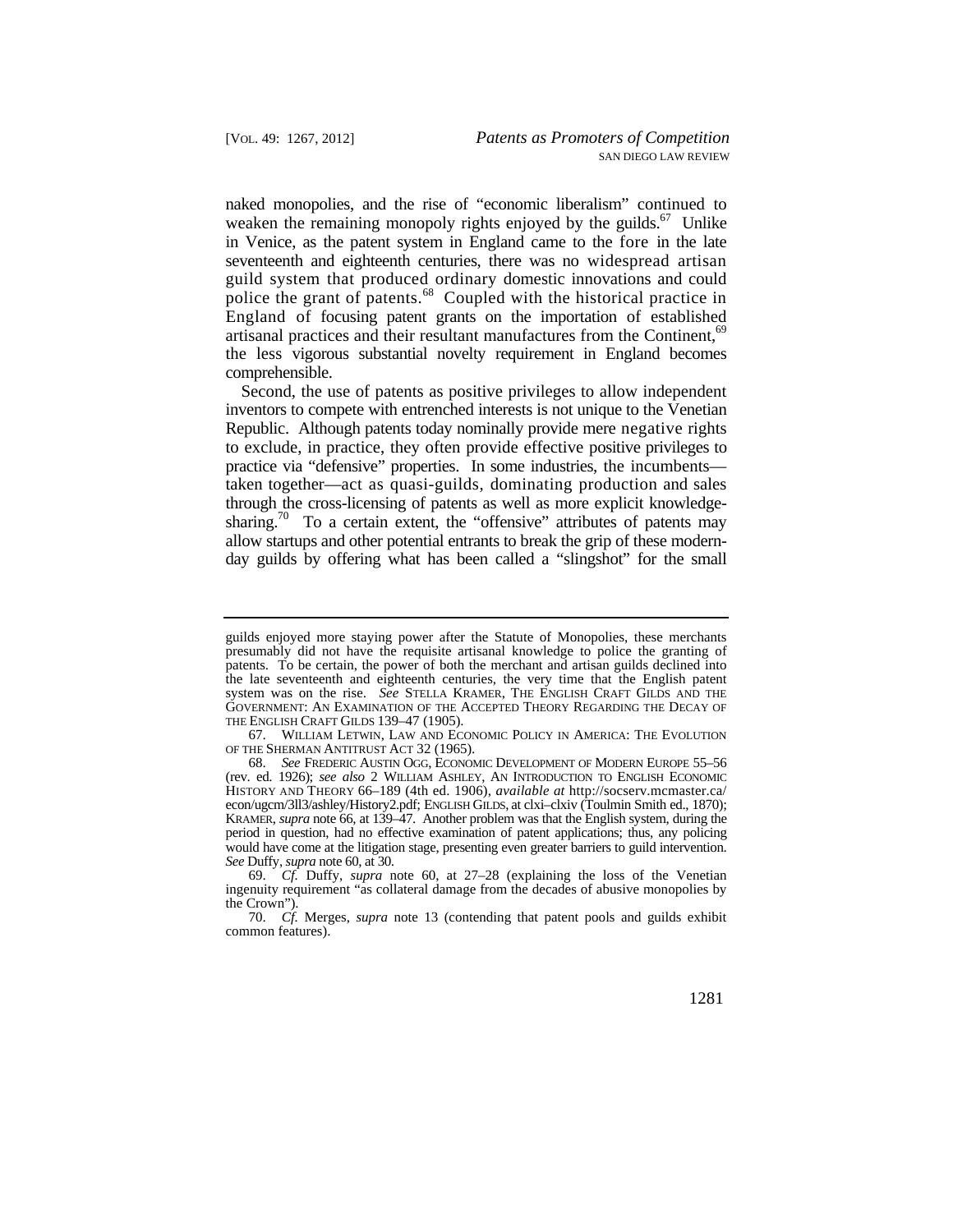naked monopolies, and the rise of "economic liberalism" continued to weaken the remaining monopoly rights enjoyed by the guilds.[67] Unlike in Venice, as the patent system in England came to the fore in the late seventeenth and eighteenth centuries, there was no widespread artisan guild system that produced ordinary domestic innovations and could police the grant of patents.[68] Coupled with the historical practice in England of focusing patent grants on the importation of established artisanal practices and their resultant manufactures from the Continent,[69] the less vigorous substantial novelty requirement in England becomes comprehensible.

Second, the use of patents as positive privileges to allow independent inventors to compete with entrenched interests is not unique to the Venetian Republic. Although patents today nominally provide mere negative rights to exclude, in practice, they often provide effective positive privileges to practice via "defensive" properties. In some industries, the incumbents—taken together—act as quasi-guilds, dominating production and sales through the cross-licensing of patents as well as more explicit knowledge-sharing.[70] To a certain extent, the "offensive" attributes of patents may allow startups and other potential entrants to break the grip of these modern-day guilds by offering what has been called a "slingshot" for the small

---

guilds enjoyed more staying power after the Statute of Monopolies, these merchants presumably did not have the requisite artisanal knowledge to police the granting of patents. To be certain, the power of both the merchant and artisan guilds declined into the late seventeenth and eighteenth centuries, the very time that the English patent system was on the rise. *See* STELLA KRAMER, THE ENGLISH CRAFT GILDS AND THE GOVERNMENT: AN EXAMINATION OF THE ACCEPTED THEORY REGARDING THE DECAY OF THE ENGLISH CRAFT GILDS 139–47 (1905).

67. WILLIAM LETWIN, LAW AND ECONOMIC POLICY IN AMERICA: THE EVOLUTION OF THE SHERMAN ANTITRUST ACT 32 (1965).

68. *See* FREDERIC AUSTIN OGG, ECONOMIC DEVELOPMENT OF MODERN EUROPE 55–56 (rev. ed. 1926); *see also* 2 WILLIAM ASHLEY, AN INTRODUCTION TO ENGLISH ECONOMIC HISTORY AND THEORY 66–189 (4th ed. 1906), *available at* http://socserv.mcmaster.ca/econ/ugcm/3ll3/ashley/History2.pdf; ENGLISH GILDS, at clxi–clxiv (Toulmin Smith ed., 1870); KRAMER, *supra* note 66, at 139–47. Another problem was that the English system, during the period in question, had no effective examination of patent applications; thus, any policing would have come at the litigation stage, presenting even greater barriers to guild intervention. *See* Duffy, *supra* note 60, at 30.

69. *Cf.* Duffy, *supra* note 60, at 27–28 (explaining the loss of the Venetian ingenuity requirement "as collateral damage from the decades of abusive monopolies by the Crown").

70. *Cf.* Merges, *supra* note 13 (contending that patent pools and guilds exhibit common features).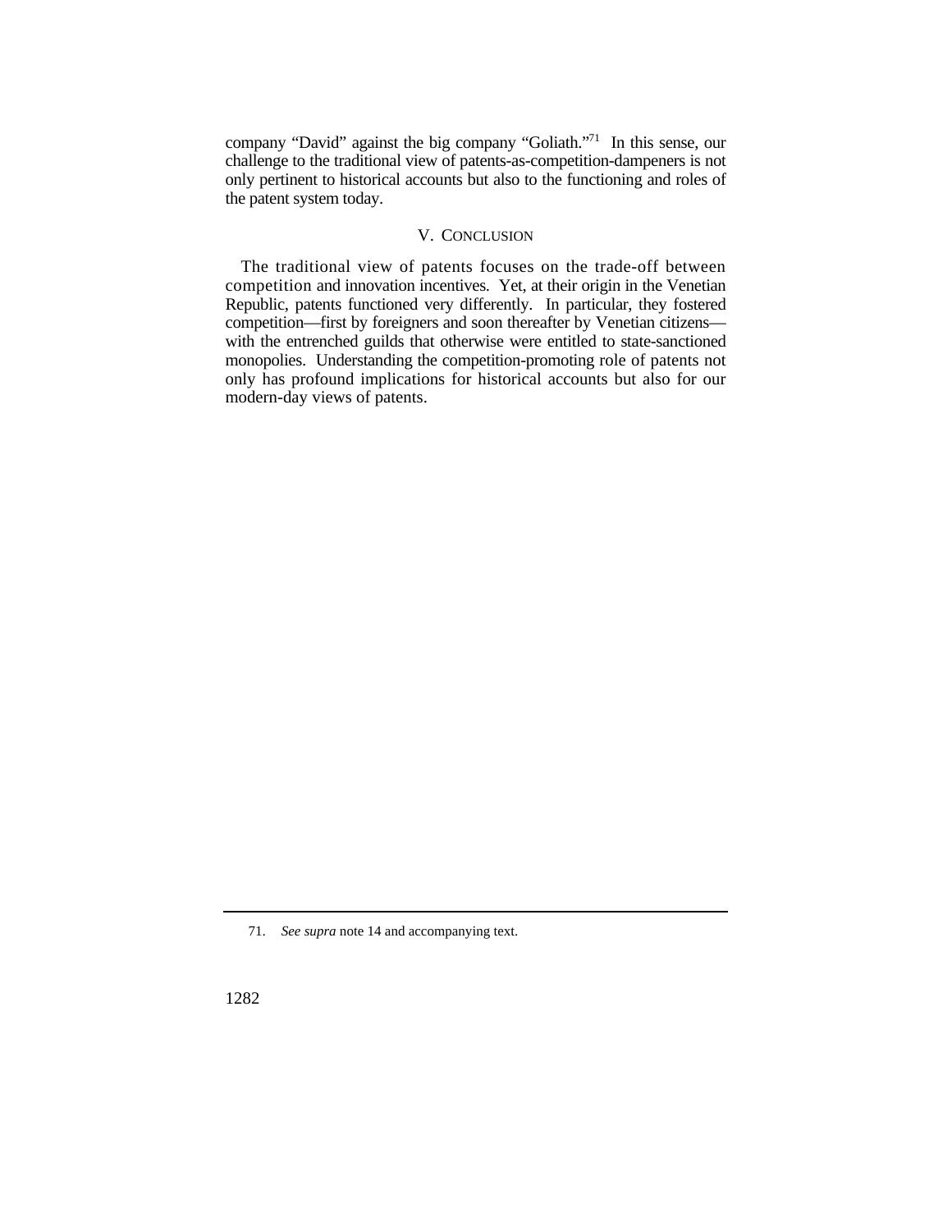company "David" against the big company "Goliath."[71] In this sense, our challenge to the traditional view of patents-as-competition-dampeners is not only pertinent to historical accounts but also to the functioning and roles of the patent system today.

## V. CONCLUSION

The traditional view of patents focuses on the trade-off between competition and innovation incentives. Yet, at their origin in the Venetian Republic, patents functioned very differently. In particular, they fostered competition—first by foreigners and soon thereafter by Venetian citizens—with the entrenched guilds that otherwise were entitled to state-sanctioned monopolies. Understanding the competition-promoting role of patents not only has profound implications for historical accounts but also for our modern-day views of patents.

---

71. *See supra* note 14 and accompanying text.